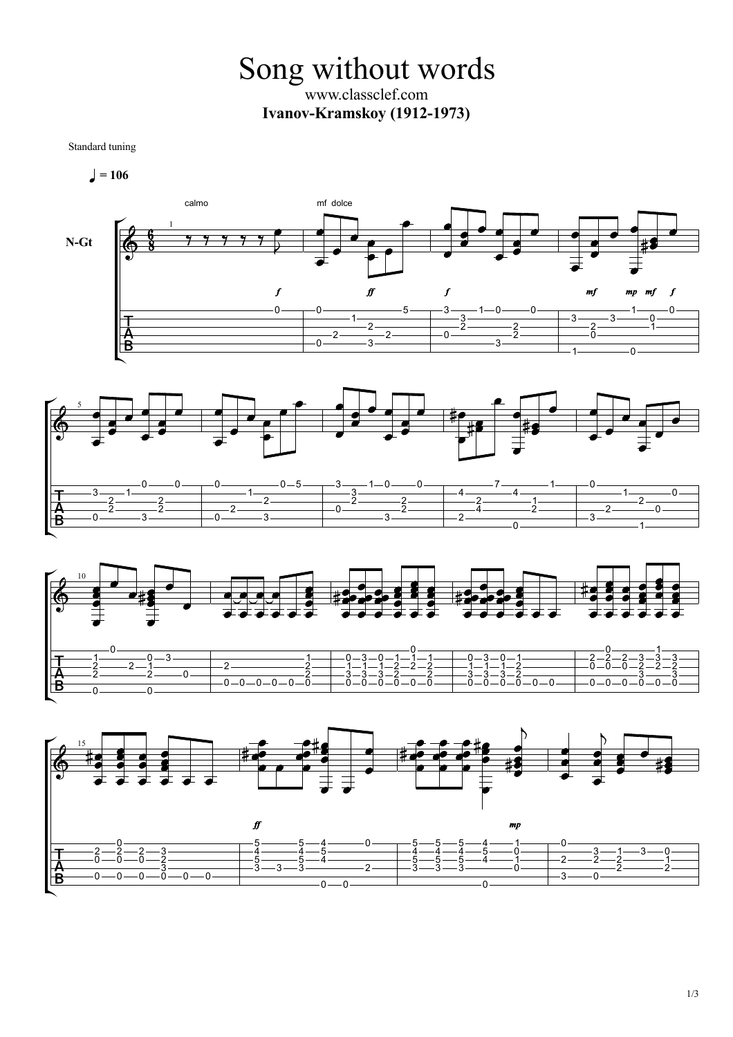# Song without words

www.classclef.com

**Ivanov-Kramskoy (1912-1973)**

Standard tuning

♩ = 106